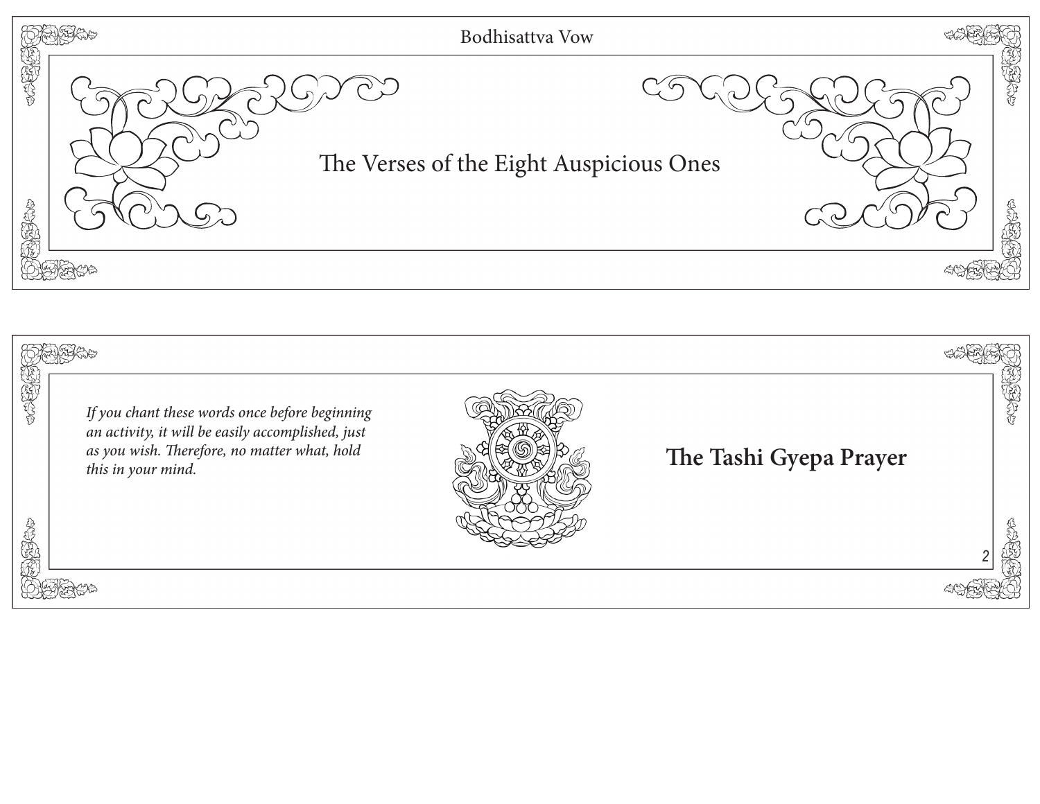# The Verses of the Eight Auspicious Ones

*If you chant these words once before beginning an activity, it will be easily accomplished, just as you wish. Therefore, no matter what, hold this in your mind.*

## The Tashi Gyepa Prayer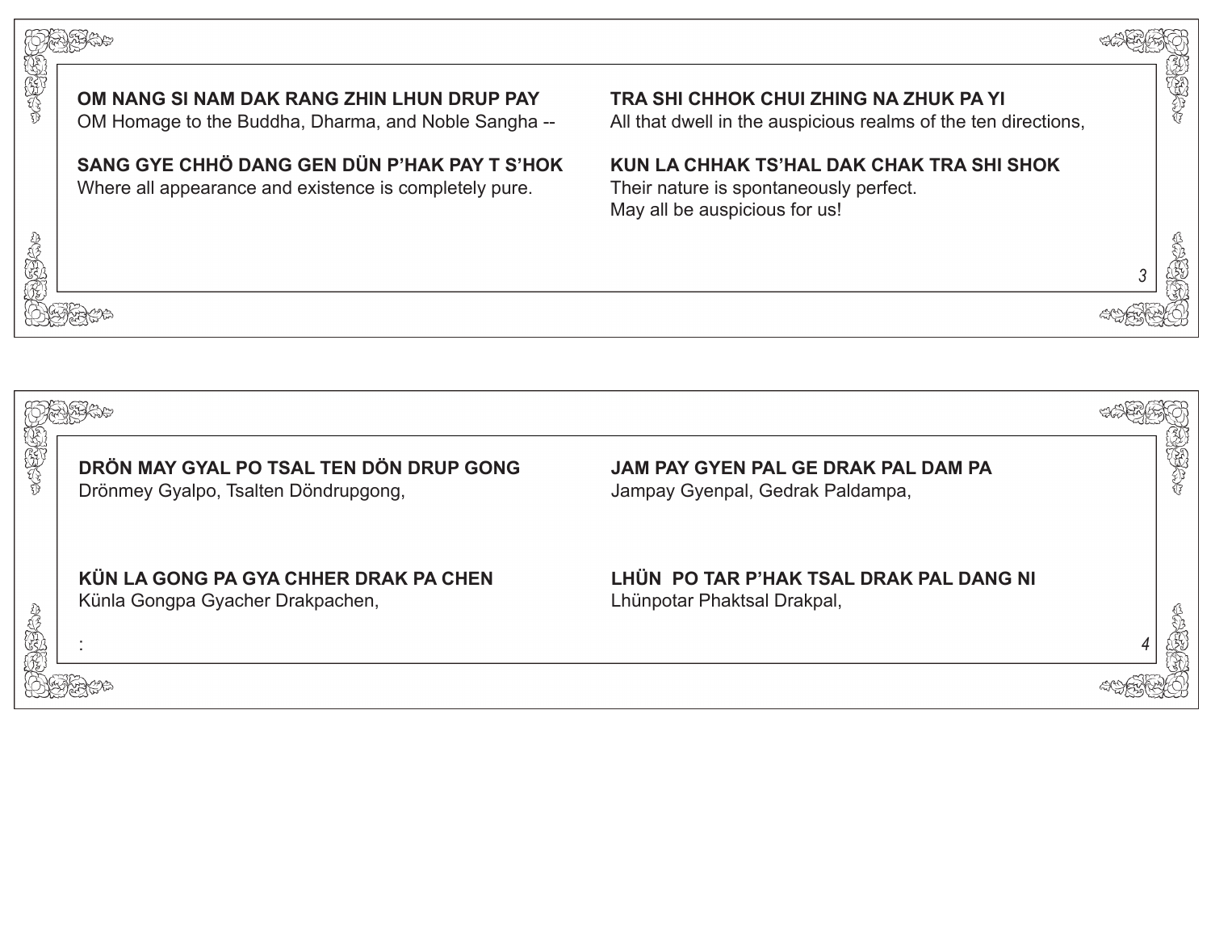**OM NANG SI NAM DAK RANG ZHIN LHUN DRUP PAY**
OM Homage to the Buddha, Dharma, and Noble Sangha --

**SANG GYE CHHÖ DANG GEN DÜN P'HAK PAY T S'HOK**
Where all appearance and existence is completely pure.

**TRA SHI CHHOK CHUI ZHING NA ZHUK PA YI**
All that dwell in the auspicious realms of the ten directions,

**KUN LA CHHAK TS'HAL DAK CHAK TRA SHI SHOK**
Their nature is spontaneously perfect.
May all be auspicious for us!

**DRÖN MAY GYAL PO TSAL TEN DÖN DRUP GONG**
Drönmey Gyalpo, Tsalten Döndrupgong,

**KÜN LA GONG PA GYA CHHER DRAK PA CHEN**
Künla Gongpa Gyacher Drakpachen,

:

**JAM PAY GYEN PAL GE DRAK PAL DAM PA**
Jampay Gyenpal, Gedrak Paldampa,

**LHÜN PO TAR P'HAK TSAL DRAK PAL DANG NI**
Lhünpotar Phaktsal Drakpal,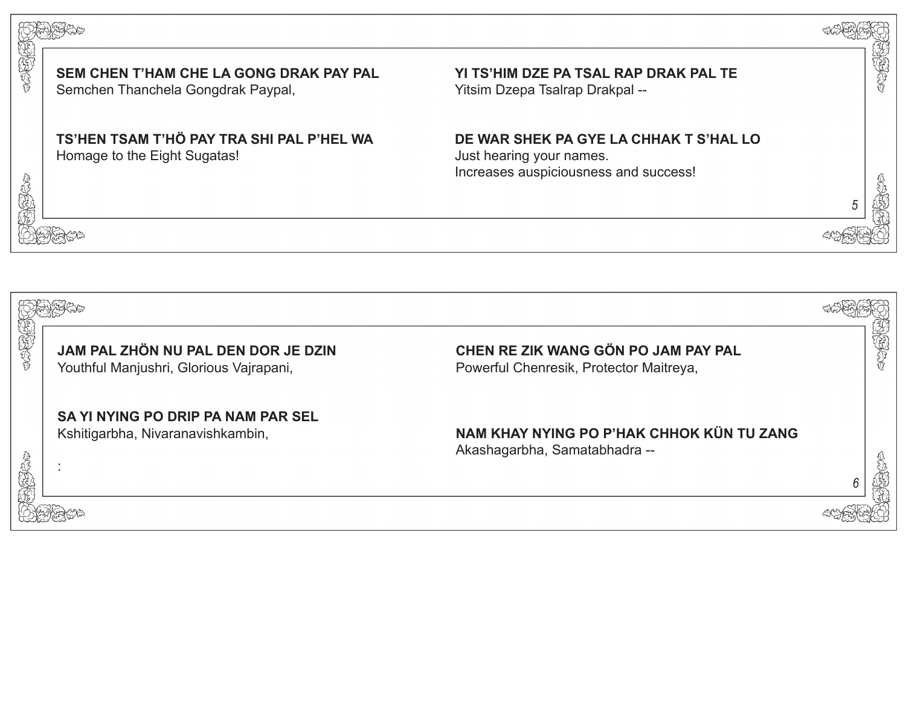**SEM CHEN T'HAM CHE LA GONG DRAK PAY PAL**
Semchen Thanchela Gongdrak Paypal,

**YI TS'HIM DZE PA TSAL RAP DRAK PAL TE**
Yitsim Dzepa Tsalrap Drakpal --

**TS'HEN TSAM T'HÖ PAY TRA SHI PAL P'HEL WA**
Homage to the Eight Sugatas!

**DE WAR SHEK PA GYE LA CHHAK T S'HAL LO**
Just hearing your names.
Increases auspiciousness and success!

**JAM PAL ZHÖN NU PAL DEN DOR JE DZIN**
Youthful Manjushri, Glorious Vajrapani,

**CHEN RE ZIK WANG GÖN PO JAM PAY PAL**
Powerful Chenresik, Protector Maitreya,

**SA YI NYING PO DRIP PA NAM PAR SEL**
Kshitigarbha, Nivaranavishkambin,

:

**NAM KHAY NYING PO P'HAK CHHOK KÜN TU ZANG**
Akashagarbha, Samatabhadra --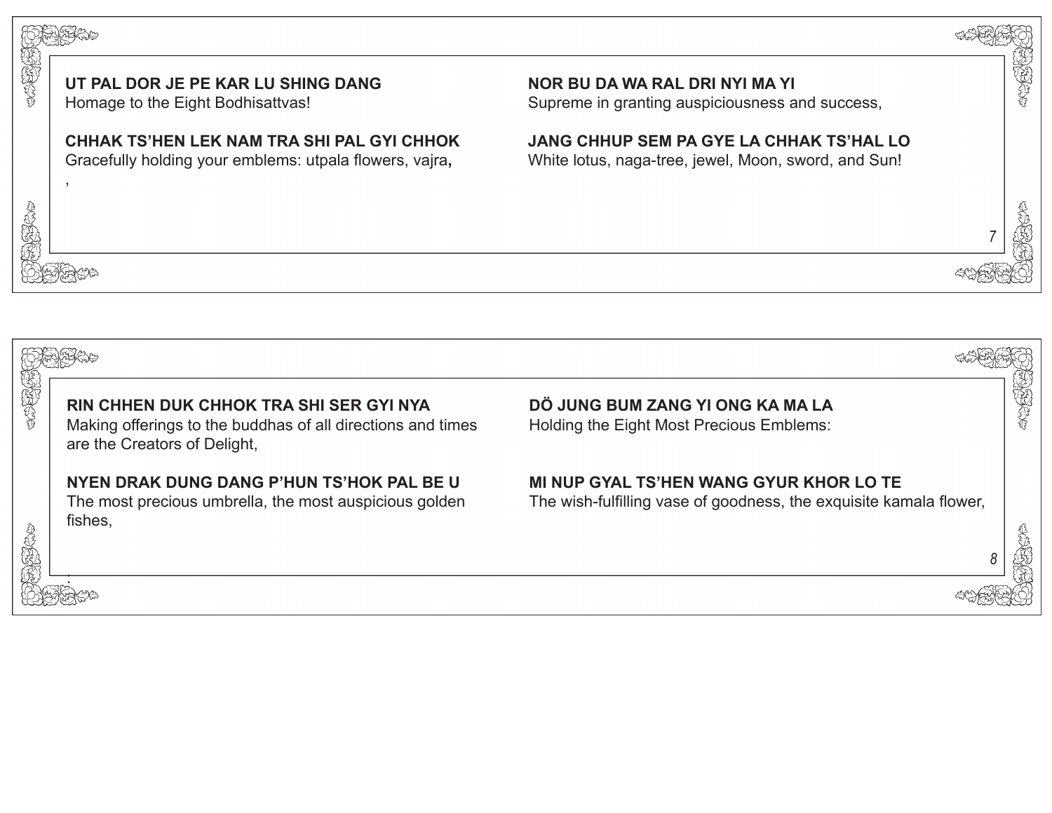**UT PAL DOR JE PE KAR LU SHING DANG**
Homage to the Eight Bodhisattvas!

**CHHAK TS'HEN LEK NAM TRA SHI PAL GYI CHHOK**
Gracefully holding your emblems: utpala flowers, vajra**,**
,

**NOR BU DA WA RAL DRI NYI MA YI**
Supreme in granting auspiciousness and success,

**JANG CHHUP SEM PA GYE LA CHHAK TS'HAL LO**
White lotus, naga-tree, jewel, Moon, sword, and Sun!

**RIN CHHEN DUK CHHOK TRA SHI SER GYI NYA**
Making offerings to the buddhas of all directions and times are the Creators of Delight,

**NYEN DRAK DUNG DANG P'HUN TS'HOK PAL BE U**
The most precious umbrella, the most auspicious golden fishes,

:

**DÖ JUNG BUM ZANG YI ONG KA MA LA**
Holding the Eight Most Precious Emblems:

**MI NUP GYAL TS'HEN WANG GYUR KHOR LO TE**
The wish-fulfilling vase of goodness, the exquisite kamala flower,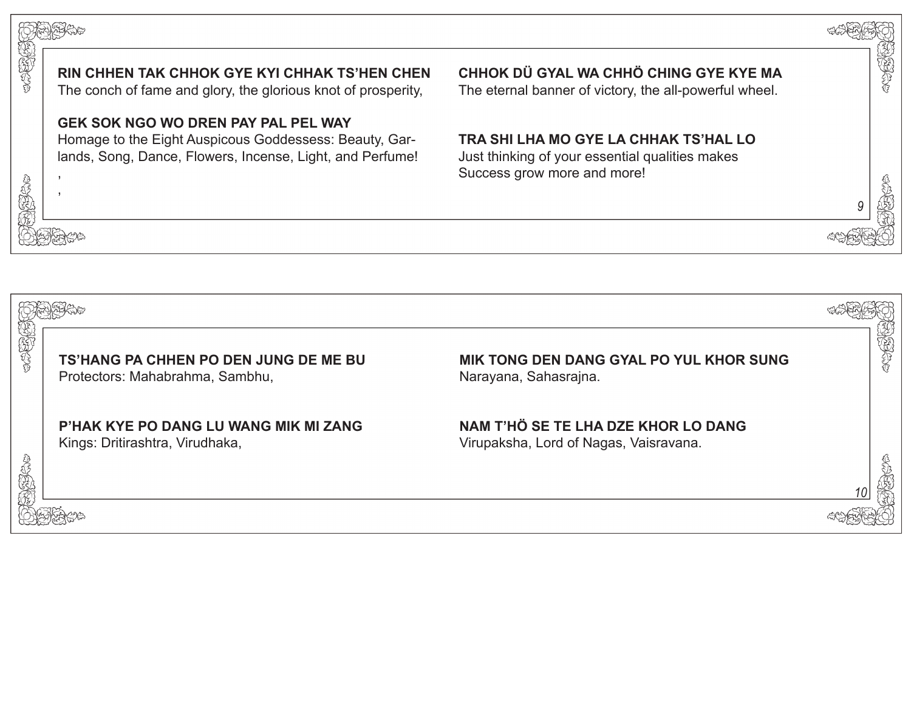**RIN CHHEN TAK CHHOK GYE KYI CHHAK TS'HEN CHEN**
The conch of fame and glory, the glorious knot of prosperity,

**CHHOK DÜ GYAL WA CHHÖ CHING GYE KYE MA**
The eternal banner of victory, the all-powerful wheel.

**GEK SOK NGO WO DREN PAY PAL PEL WAY**
Homage to the Eight Auspicous Goddessess: Beauty, Garlands, Song, Dance, Flowers, Incense, Light, and Perfume!
,
,

**TRA SHI LHA MO GYE LA CHHAK TS'HAL LO**
Just thinking of your essential qualities makes
Success grow more and more!

**TS'HANG PA CHHEN PO DEN JUNG DE ME BU**
Protectors: Mahabrahma, Sambhu,

**MIK TONG DEN DANG GYAL PO YUL KHOR SUNG**
Narayana, Sahasrajna.

**P'HAK KYE PO DANG LU WANG MIK MI ZANG**
Kings: Dritirashtra, Virudhaka,

**NAM T'HÖ SE TE LHA DZE KHOR LO DANG**
Virupaksha, Lord of Nagas, Vaisravana.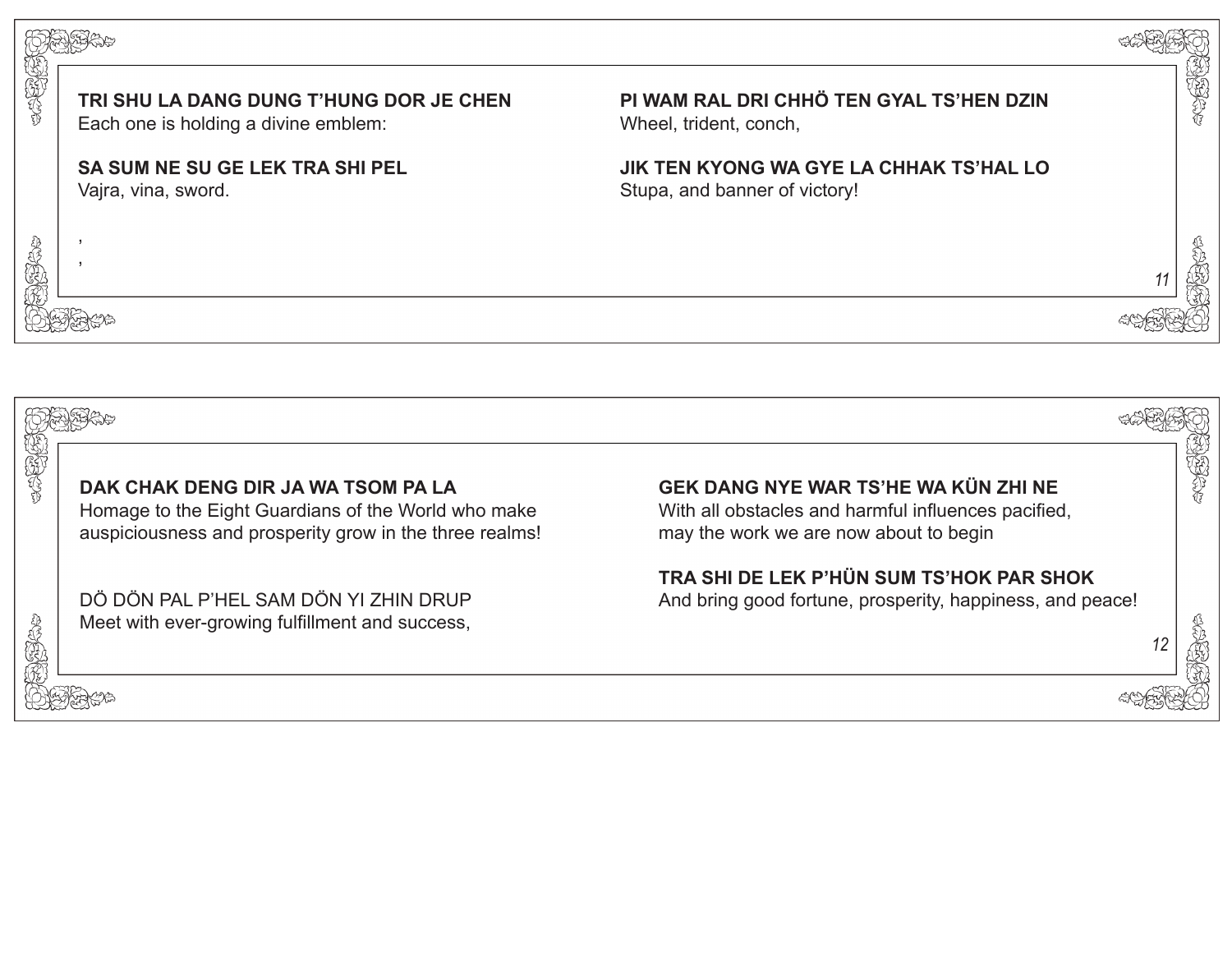**TRI SHU LA DANG DUNG T'HUNG DOR JE CHEN**
Each one is holding a divine emblem:

**SA SUM NE SU GE LEK TRA SHI PEL**
Vajra, vina, sword.

,
,

**PI WAM RAL DRI CHHÖ TEN GYAL TS'HEN DZIN**
Wheel, trident, conch,

**JIK TEN KYONG WA GYE LA CHHAK TS'HAL LO**
Stupa, and banner of victory!

**DAK CHAK DENG DIR JA WA TSOM PA LA**
Homage to the Eight Guardians of the World who make auspiciousness and prosperity grow in the three realms!

DÖ DÖN PAL P'HEL SAM DÖN YI ZHIN DRUP
Meet with ever-growing fulfillment and success,

**GEK DANG NYE WAR TS'HE WA KÜN ZHI NE**
With all obstacles and harmful influences pacified,
may the work we are now about to begin

**TRA SHI DE LEK P'HÜN SUM TS'HOK PAR SHOK**
And bring good fortune, prosperity, happiness, and peace!